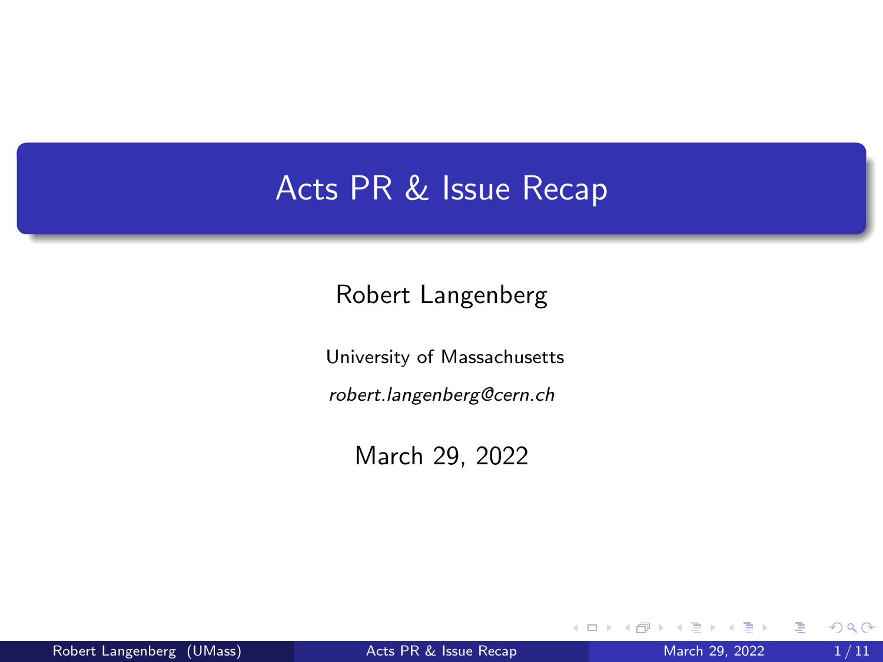# Acts PR & Issue Recap

Robert Langenberg

University of Massachusetts

*robert.langenberg@cern.ch*

March 29, 2022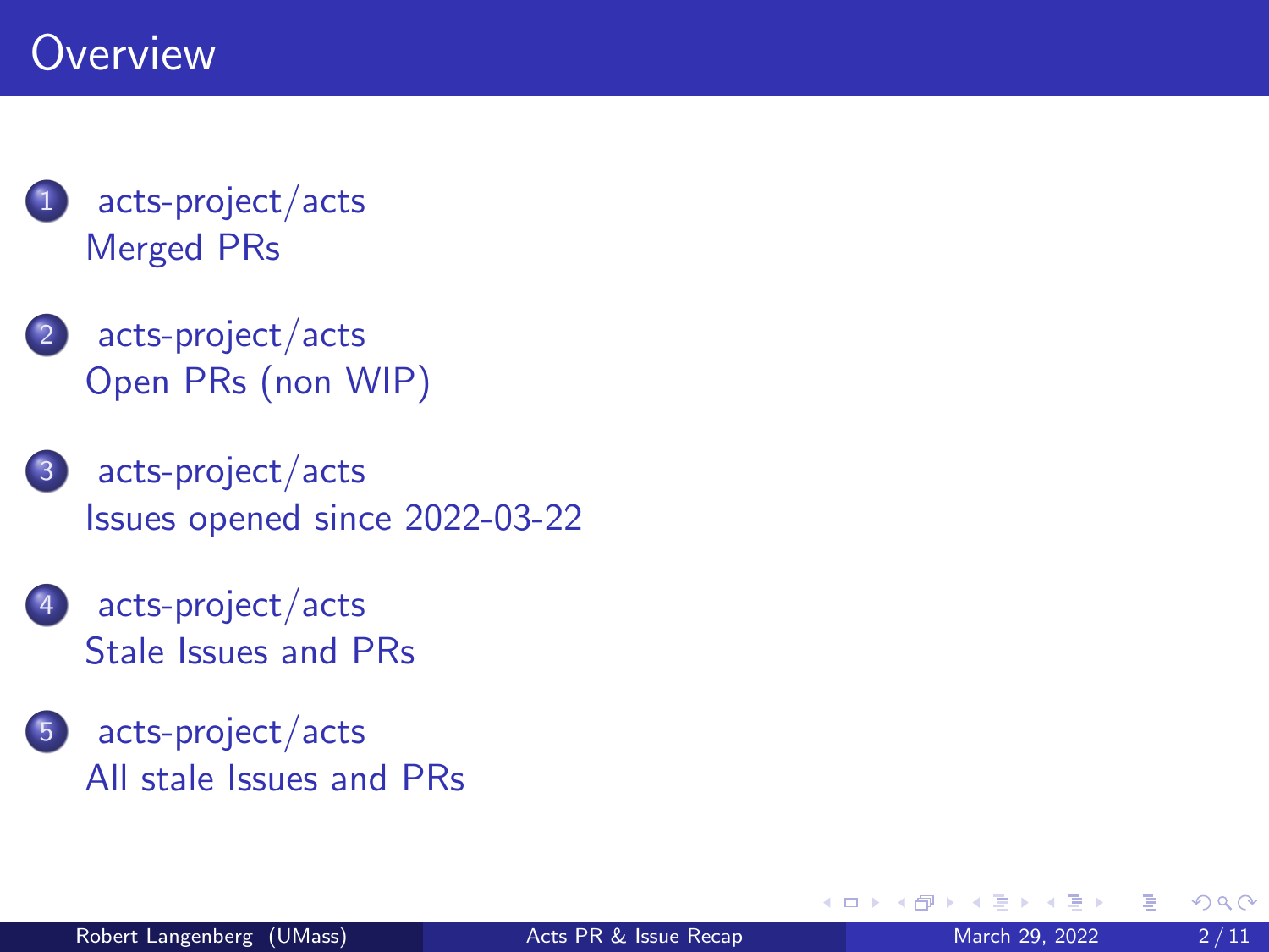# Overview

1. acts-project/acts
   Merged PRs
2. acts-project/acts
   Open PRs (non WIP)
3. acts-project/acts
   Issues opened since 2022-03-22
4. acts-project/acts
   Stale Issues and PRs
5. acts-project/acts
   All stale Issues and PRs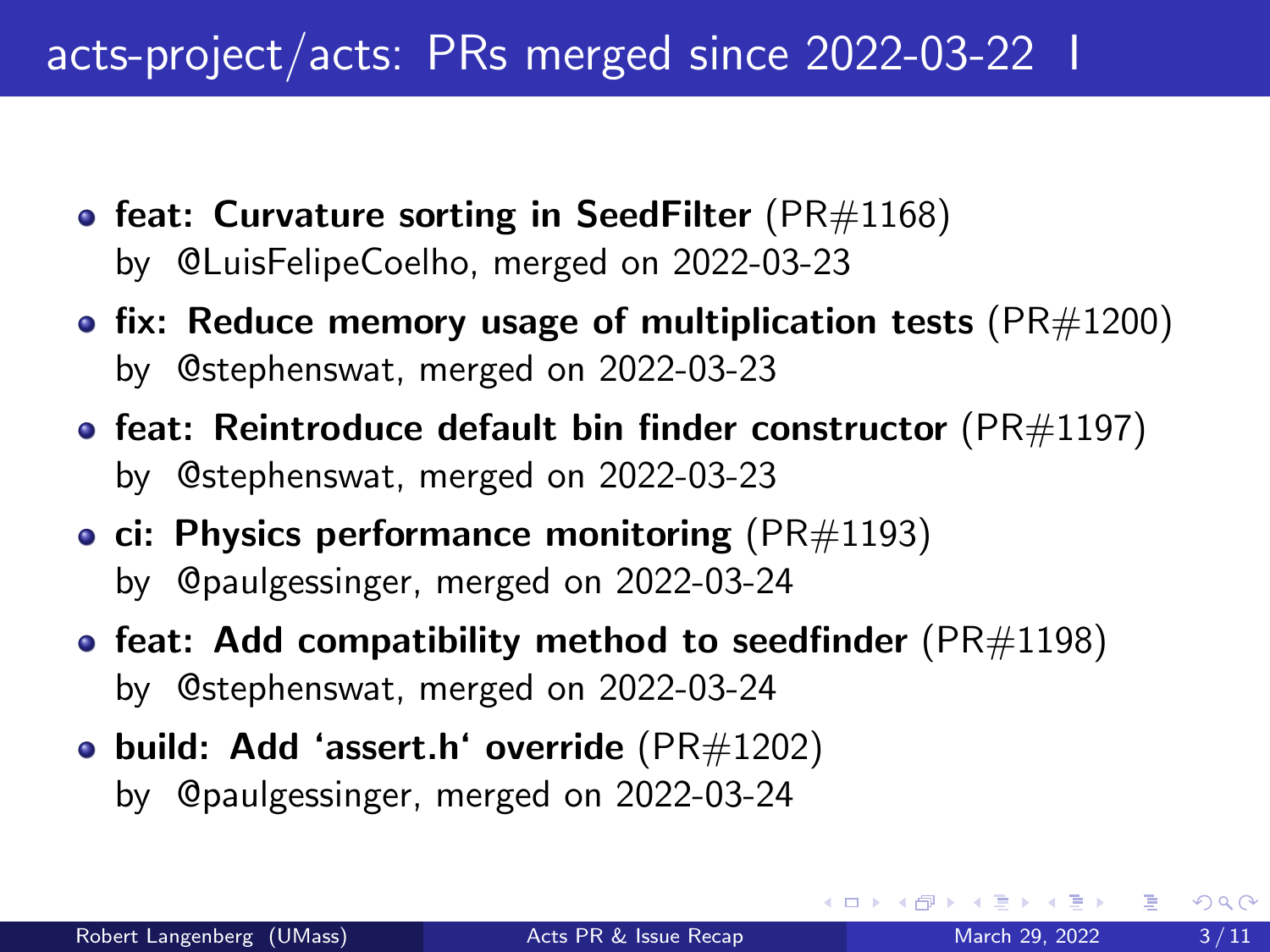# acts-project/acts: PRs merged since 2022-03-22 I

- **feat: Curvature sorting in SeedFilter** (PR#1168)
  by @LuisFelipeCoelho, merged on 2022-03-23
- **fix: Reduce memory usage of multiplication tests** (PR#1200)
  by @stephenswat, merged on 2022-03-23
- **feat: Reintroduce default bin finder constructor** (PR#1197)
  by @stephenswat, merged on 2022-03-23
- **ci: Physics performance monitoring** (PR#1193)
  by @paulgessinger, merged on 2022-03-24
- **feat: Add compatibility method to seedfinder** (PR#1198)
  by @stephenswat, merged on 2022-03-24
- **build: Add 'assert.h' override** (PR#1202)
  by @paulgessinger, merged on 2022-03-24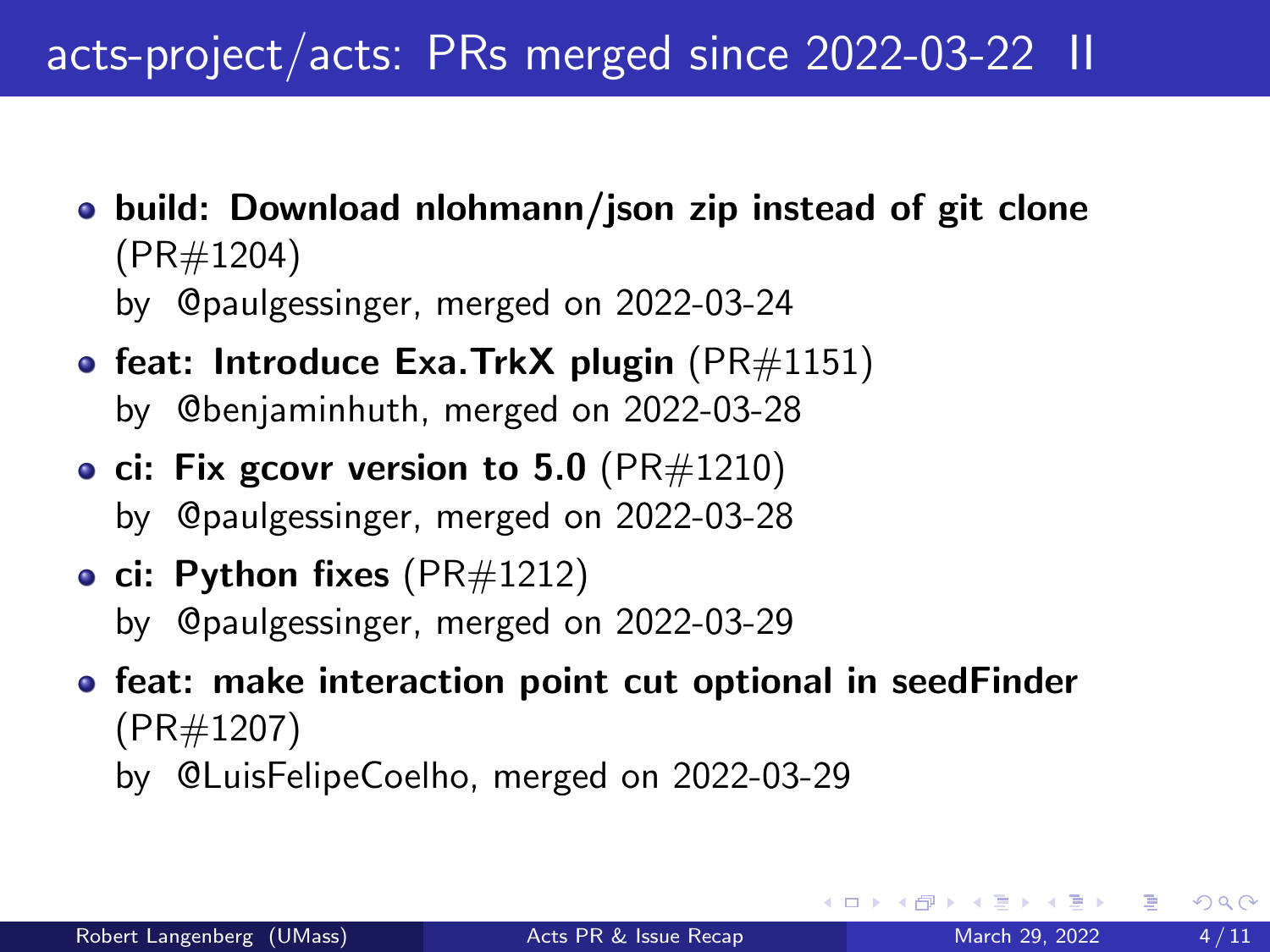# acts-project/acts: PRs merged since 2022-03-22 II

- **build: Download nlohmann/json zip instead of git clone** (PR#1204)
  by @paulgessinger, merged on 2022-03-24
- **feat: Introduce Exa.TrkX plugin** (PR#1151)
  by @benjaminhuth, merged on 2022-03-28
- **ci: Fix gcovr version to 5.0** (PR#1210)
  by @paulgessinger, merged on 2022-03-28
- **ci: Python fixes** (PR#1212)
  by @paulgessinger, merged on 2022-03-29
- **feat: make interaction point cut optional in seedFinder** (PR#1207)
  by @LuisFelipeCoelho, merged on 2022-03-29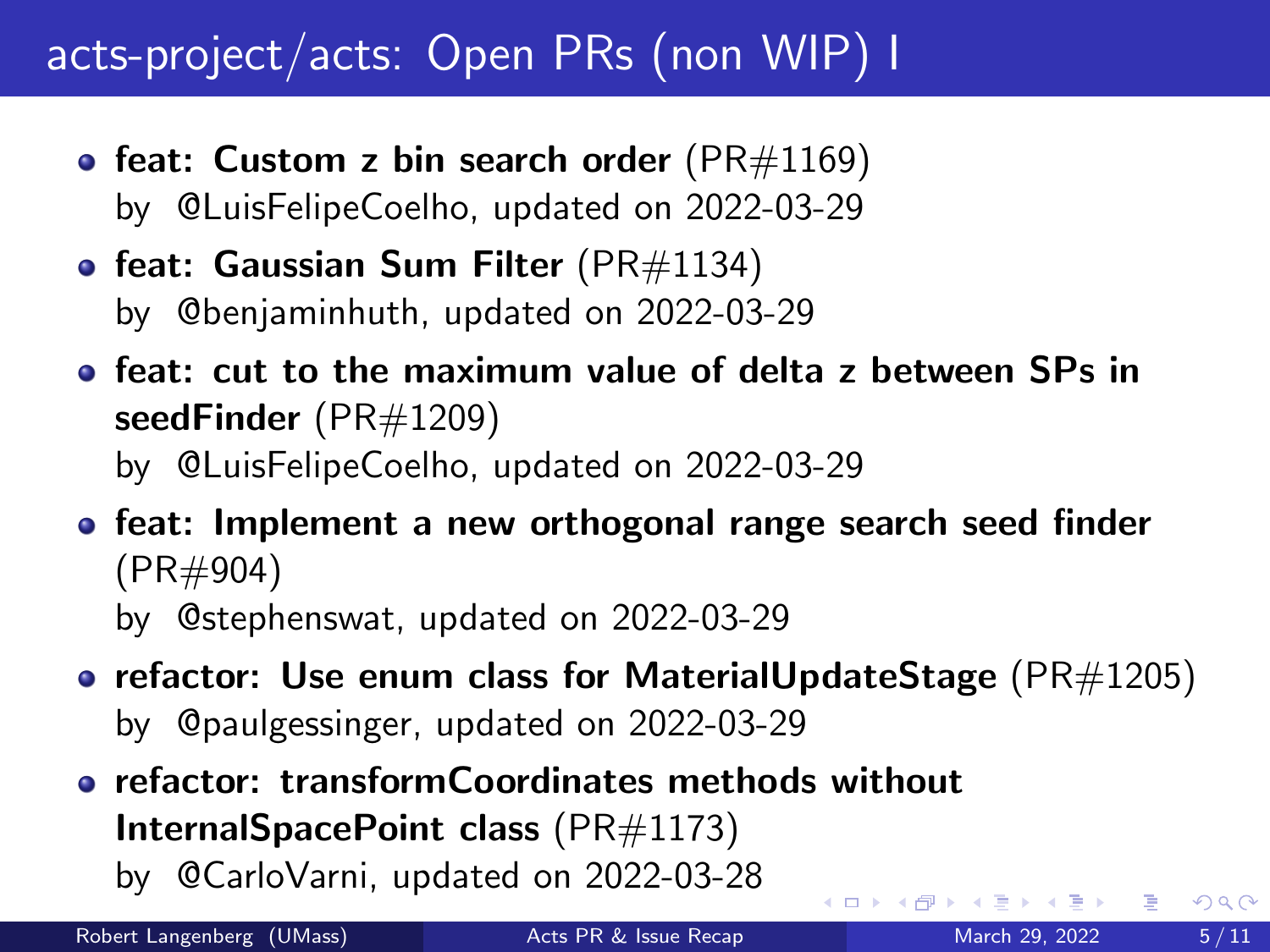# acts-project/acts: Open PRs (non WIP) I

- **feat: Custom z bin search order** (PR#1169)
  by @LuisFelipeCoelho, updated on 2022-03-29
- **feat: Gaussian Sum Filter** (PR#1134)
  by @benjaminhuth, updated on 2022-03-29
- **feat: cut to the maximum value of delta z between SPs in seedFinder** (PR#1209)
  by @LuisFelipeCoelho, updated on 2022-03-29
- **feat: Implement a new orthogonal range search seed finder** (PR#904)
  by @stephenswat, updated on 2022-03-29
- **refactor: Use enum class for MaterialUpdateStage** (PR#1205)
  by @paulgessinger, updated on 2022-03-29
- **refactor: transformCoordinates methods without InternalSpacePoint class** (PR#1173)
  by @CarloVarni, updated on 2022-03-28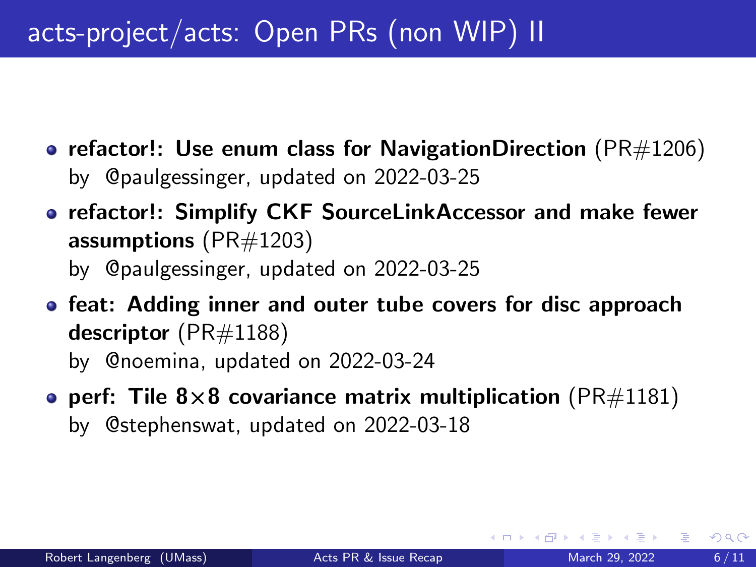# acts-project/acts: Open PRs (non WIP) II

- **refactor!: Use enum class for NavigationDirection** (PR#1206)
  by @paulgessinger, updated on 2022-03-25
- **refactor!: Simplify CKF SourceLinkAccessor and make fewer assumptions** (PR#1203)
  by @paulgessinger, updated on 2022-03-25
- **feat: Adding inner and outer tube covers for disc approach descriptor** (PR#1188)
  by @noemina, updated on 2022-03-24
- **perf: Tile $8\times8$ covariance matrix multiplication** (PR#1181)
  by @stephenswat, updated on 2022-03-18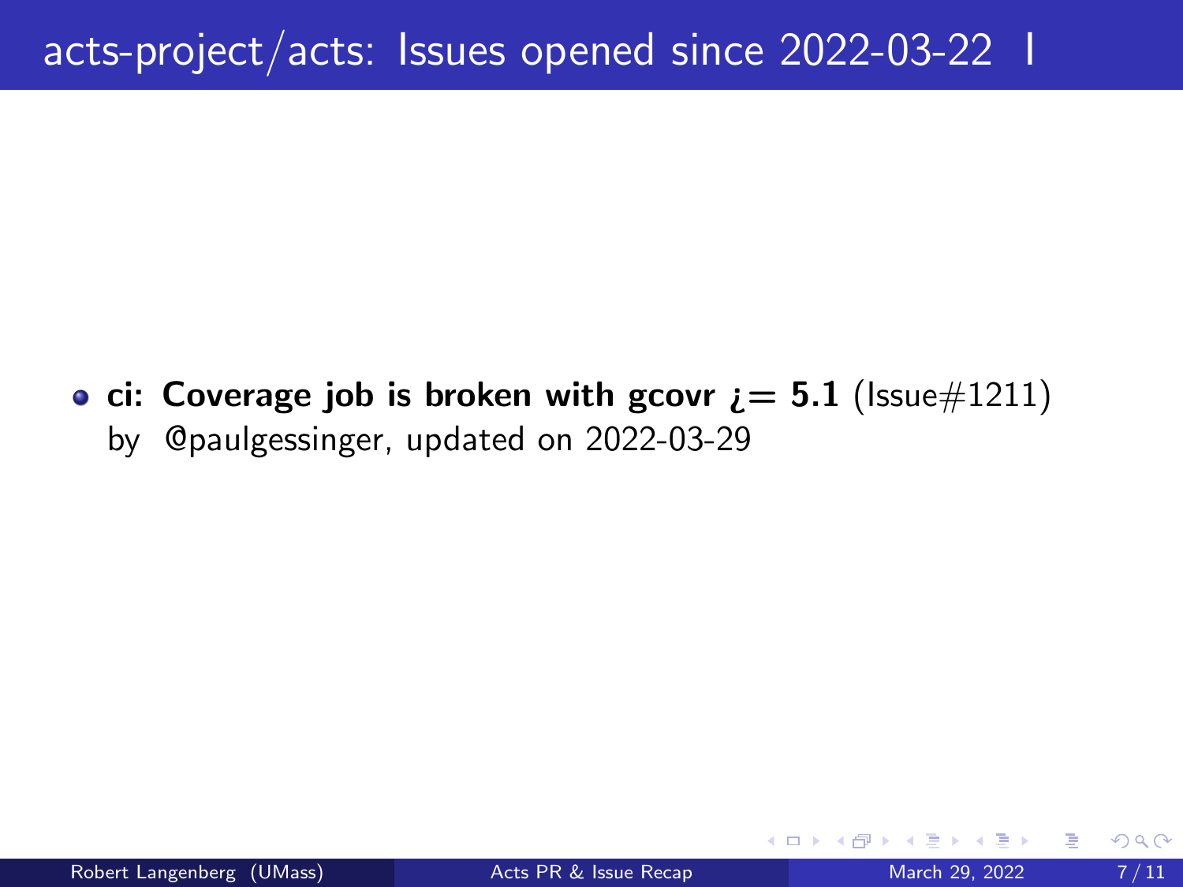# acts-project/acts: Issues opened since 2022-03-22 I

- **ci: Coverage job is broken with gcovr ¿= 5.1** (Issue#1211)
  by @paulgessinger, updated on 2022-03-29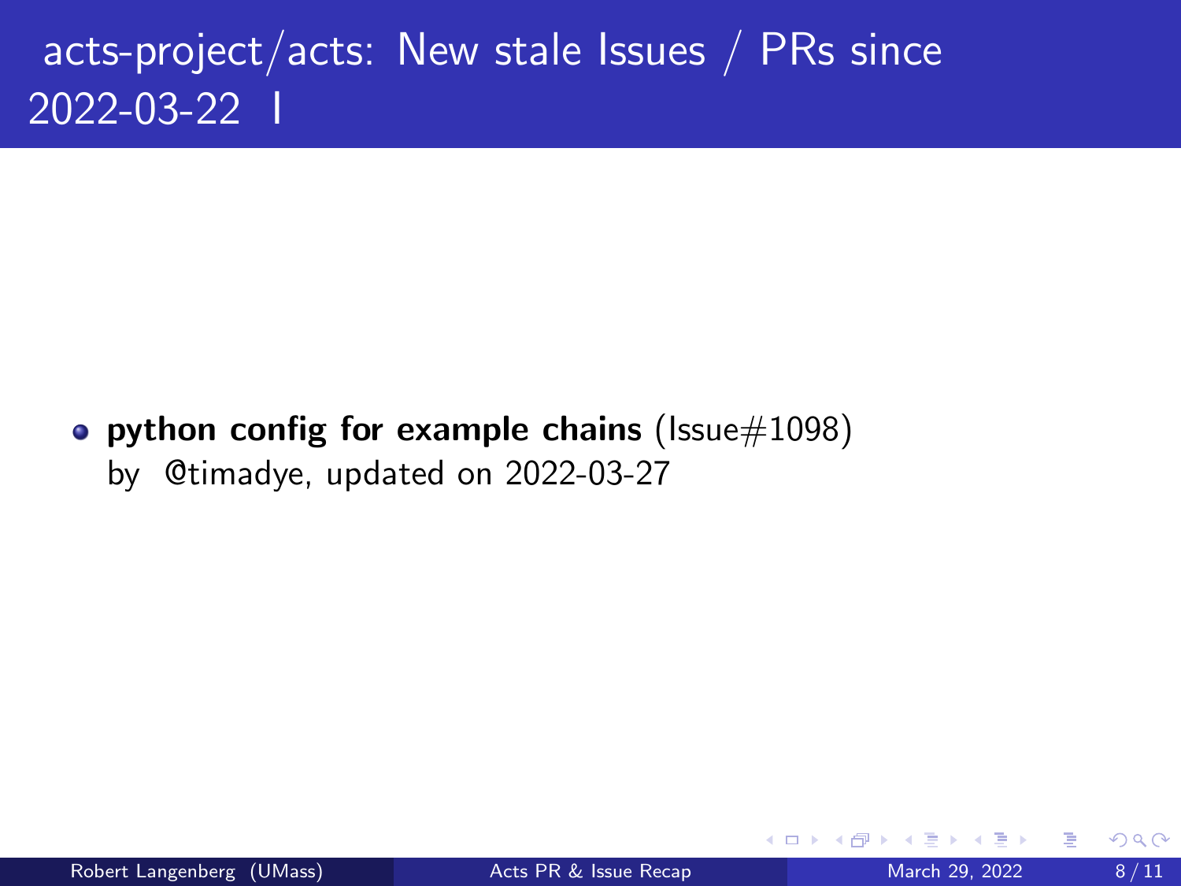# acts-project/acts: New stale Issues / PRs since 2022-03-22 I

- **python config for example chains** (Issue#1098)
  by @timadye, updated on 2022-03-27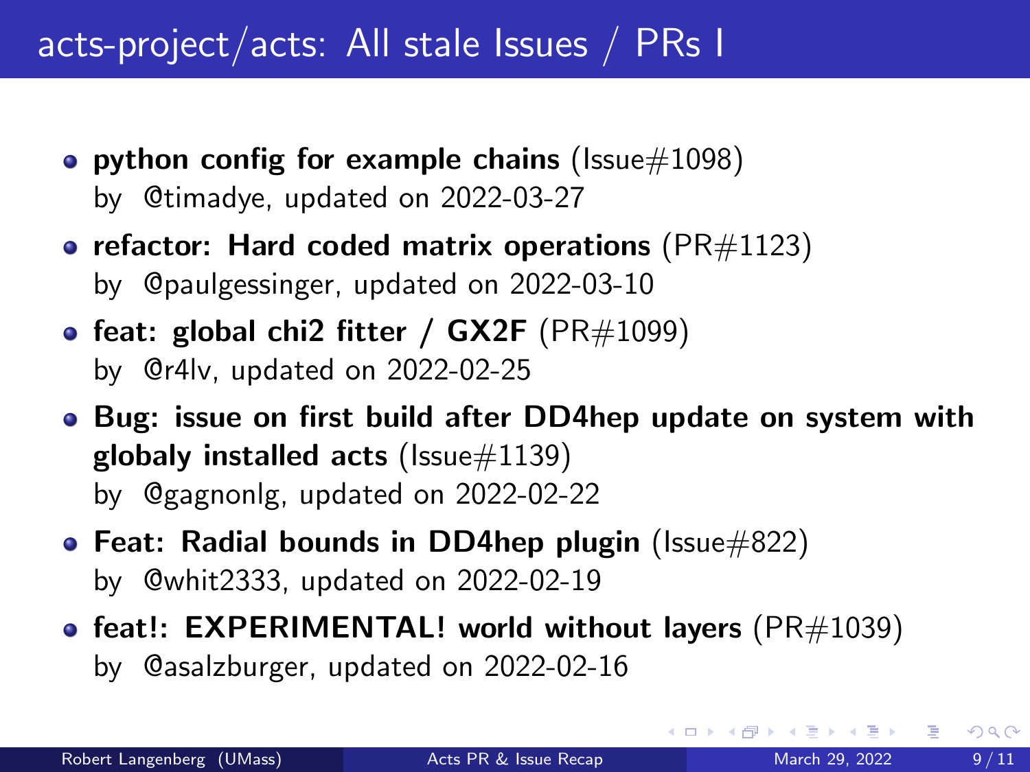# acts-project/acts: All stale Issues / PRs I

- **python config for example chains** (Issue#1098)
  by @timadye, updated on 2022-03-27
- **refactor: Hard coded matrix operations** (PR#1123)
  by @paulgessinger, updated on 2022-03-10
- **feat: global chi2 fitter / GX2F** (PR#1099)
  by @r4lv, updated on 2022-02-25
- **Bug: issue on first build after DD4hep update on system with globaly installed acts** (Issue#1139)
  by @gagnonlg, updated on 2022-02-22
- **Feat: Radial bounds in DD4hep plugin** (Issue#822)
  by @whit2333, updated on 2022-02-19
- **feat!: EXPERIMENTAL! world without layers** (PR#1039)
  by @asalzburger, updated on 2022-02-16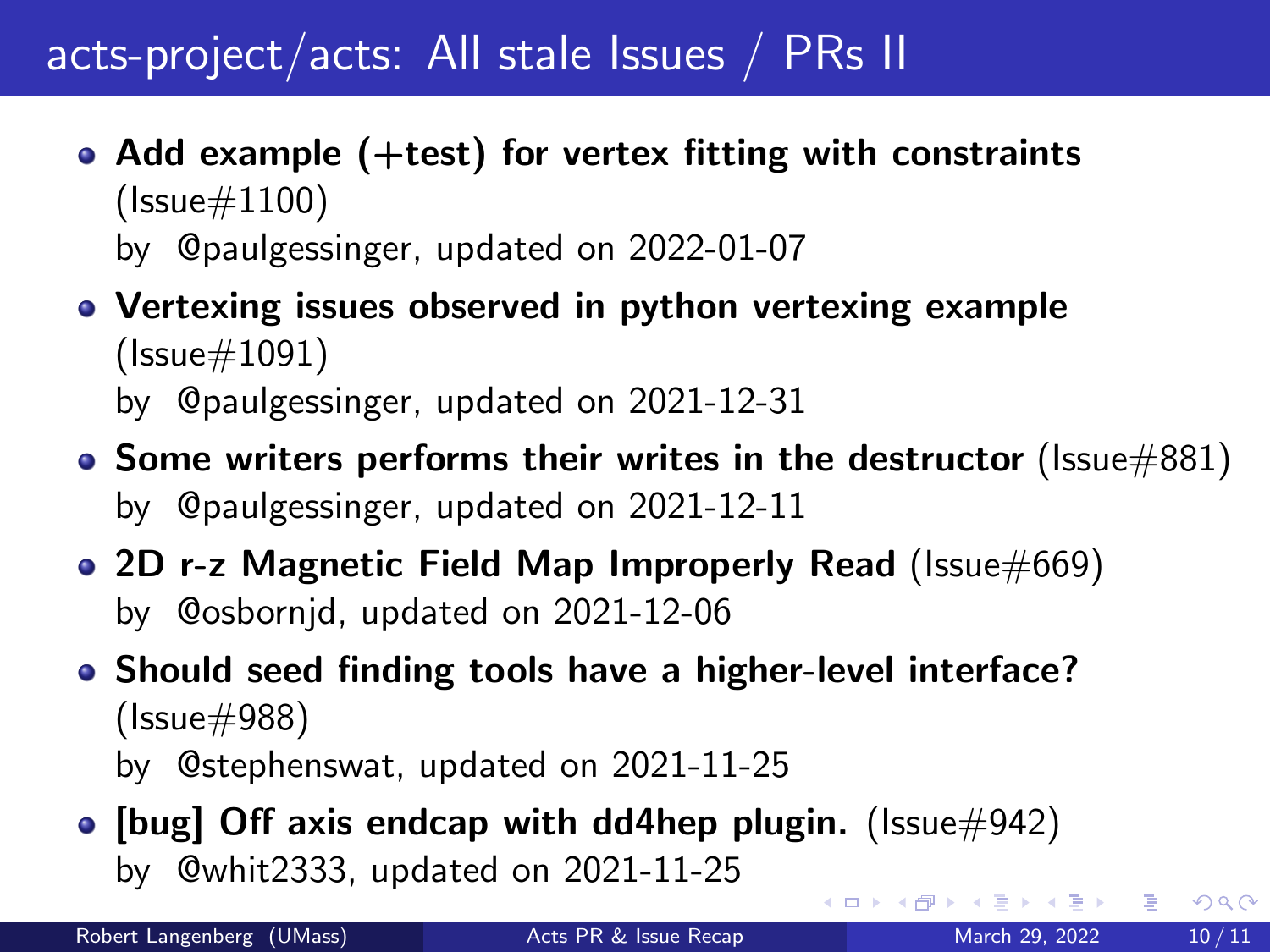# acts-project/acts: All stale Issues / PRs II

- **Add example (+test) for vertex fitting with constraints** (Issue#1100)
  by @paulgessinger, updated on 2022-01-07
- **Vertexing issues observed in python vertexing example** (Issue#1091)
  by @paulgessinger, updated on 2021-12-31
- **Some writers performs their writes in the destructor** (Issue#881)
  by @paulgessinger, updated on 2021-12-11
- **2D r-z Magnetic Field Map Improperly Read** (Issue#669)
  by @osbornjd, updated on 2021-12-06
- **Should seed finding tools have a higher-level interface?** (Issue#988)
  by @stephenswat, updated on 2021-11-25
- **[bug] Off axis endcap with dd4hep plugin.** (Issue#942)
  by @whit2333, updated on 2021-11-25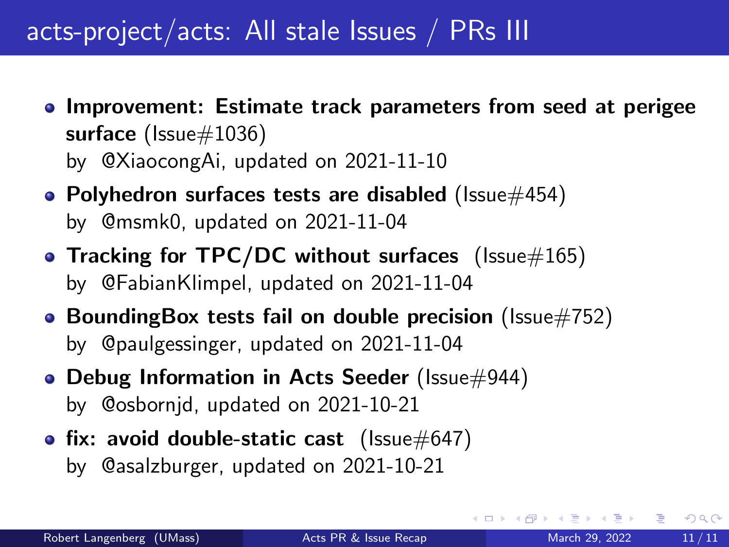# acts-project/acts: All stale Issues / PRs III

- **Improvement: Estimate track parameters from seed at perigee surface** (Issue#1036)
  by @XiaocongAi, updated on 2021-11-10
- **Polyhedron surfaces tests are disabled** (Issue#454)
  by @msmk0, updated on 2021-11-04
- **Tracking for TPC/DC without surfaces** (Issue#165)
  by @FabianKlimpel, updated on 2021-11-04
- **BoundingBox tests fail on double precision** (Issue#752)
  by @paulgessinger, updated on 2021-11-04
- **Debug Information in Acts Seeder** (Issue#944)
  by @osbornjd, updated on 2021-10-21
- **fix: avoid double-static cast** (Issue#647)
  by @asalzburger, updated on 2021-10-21